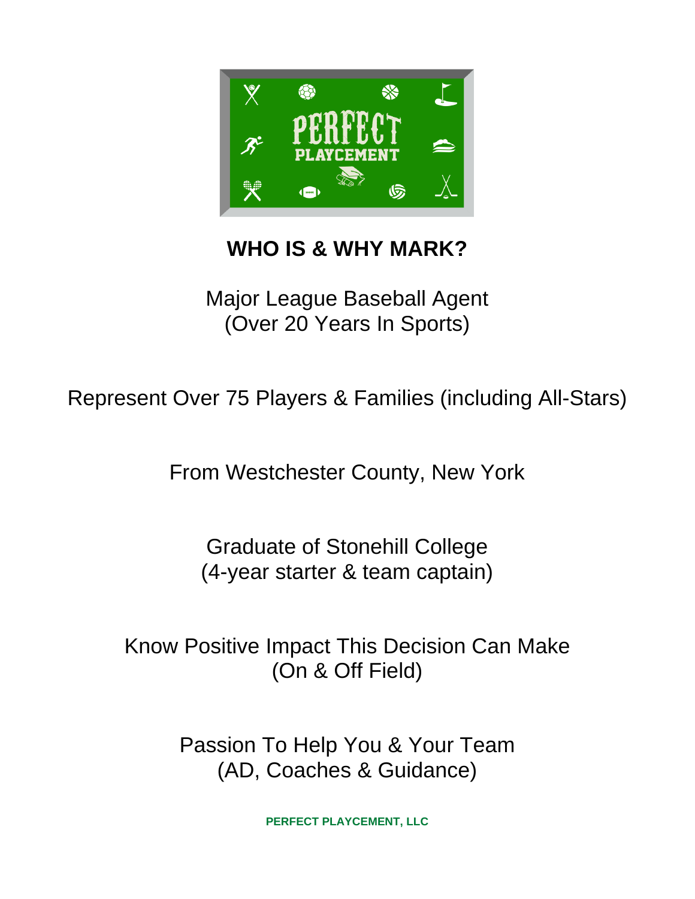PERFECT PLAYCEMENT

## WHO IS & WHY MARK?

Major League Baseball Agent
(Over 20 Years In Sports)

Represent Over 75 Players & Families (including All-Stars)

From Westchester County, New York

Graduate of Stonehill College
(4-year starter & team captain)

Know Positive Impact This Decision Can Make
(On & Off Field)

Passion To Help You & Your Team
(AD, Coaches & Guidance)

**PERFECT PLAYCEMENT, LLC**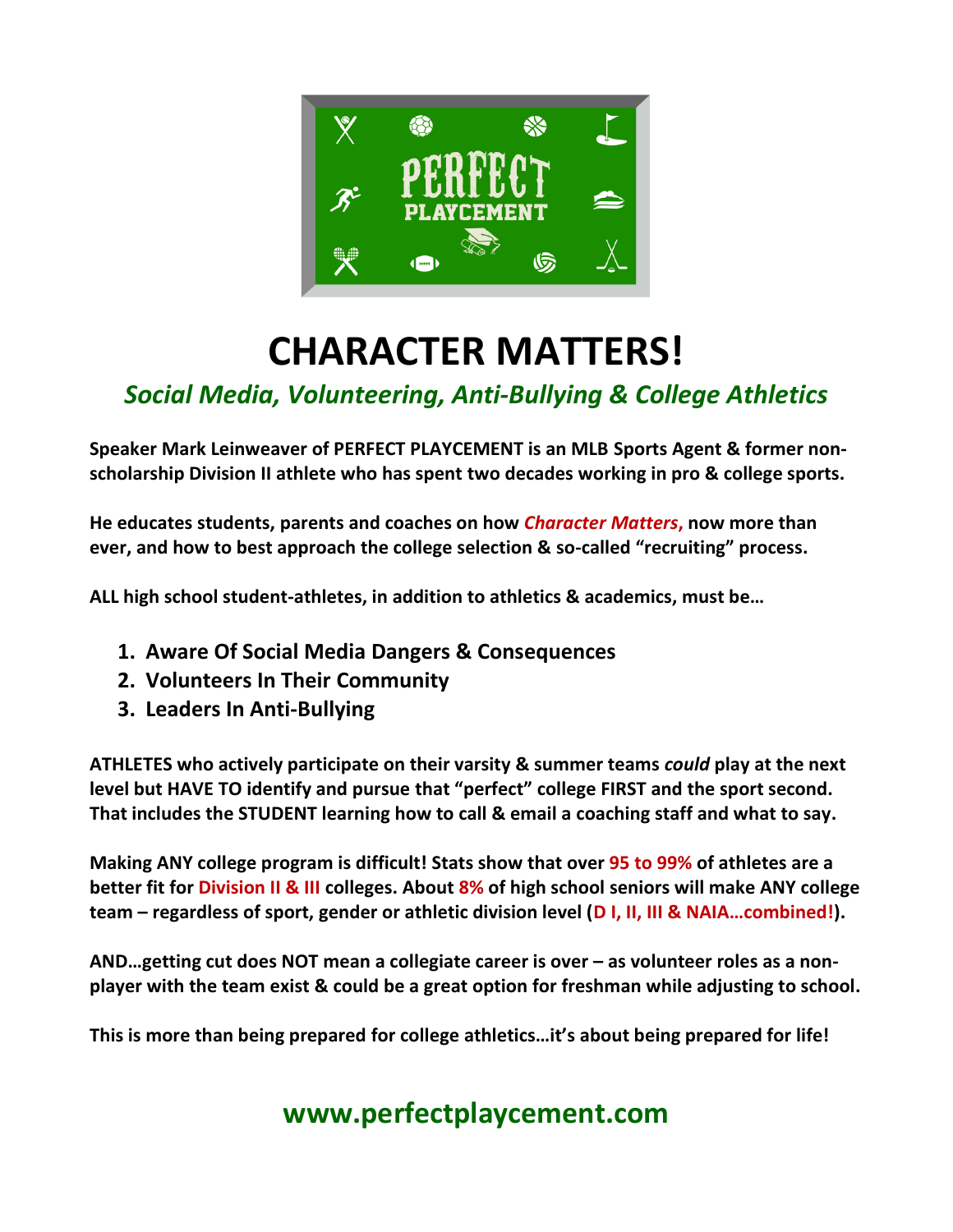# CHARACTER MATTERS!

## *Social Media, Volunteering, Anti-Bullying & College Athletics*

**Speaker Mark Leinweaver of PERFECT PLAYCEMENT is an MLB Sports Agent & former non-scholarship Division II athlete who has spent two decades working in pro & college sports.**

**He educates students, parents and coaches on how *Character Matters*, now more than ever, and how to best approach the college selection & so-called "recruiting" process.**

**ALL high school student-athletes, in addition to athletics & academics, must be…**

1. **Aware Of Social Media Dangers & Consequences**
2. **Volunteers In Their Community**
3. **Leaders In Anti-Bullying**

**ATHLETES who actively participate on their varsity & summer teams *could* play at the next level but HAVE TO identify and pursue that "perfect" college FIRST and the sport second. That includes the STUDENT learning how to call & email a coaching staff and what to say.**

**Making ANY college program is difficult! Stats show that over 95 to 99% of athletes are a better fit for Division II & III colleges. About 8% of high school seniors will make ANY college team – regardless of sport, gender or athletic division level (D I, II, III & NAIA…combined!).**

**AND…getting cut does NOT mean a collegiate career is over – as volunteer roles as a non-player with the team exist & could be a great option for freshman while adjusting to school.**

**This is more than being prepared for college athletics…it's about being prepared for life!**

## www.perfectplaycement.com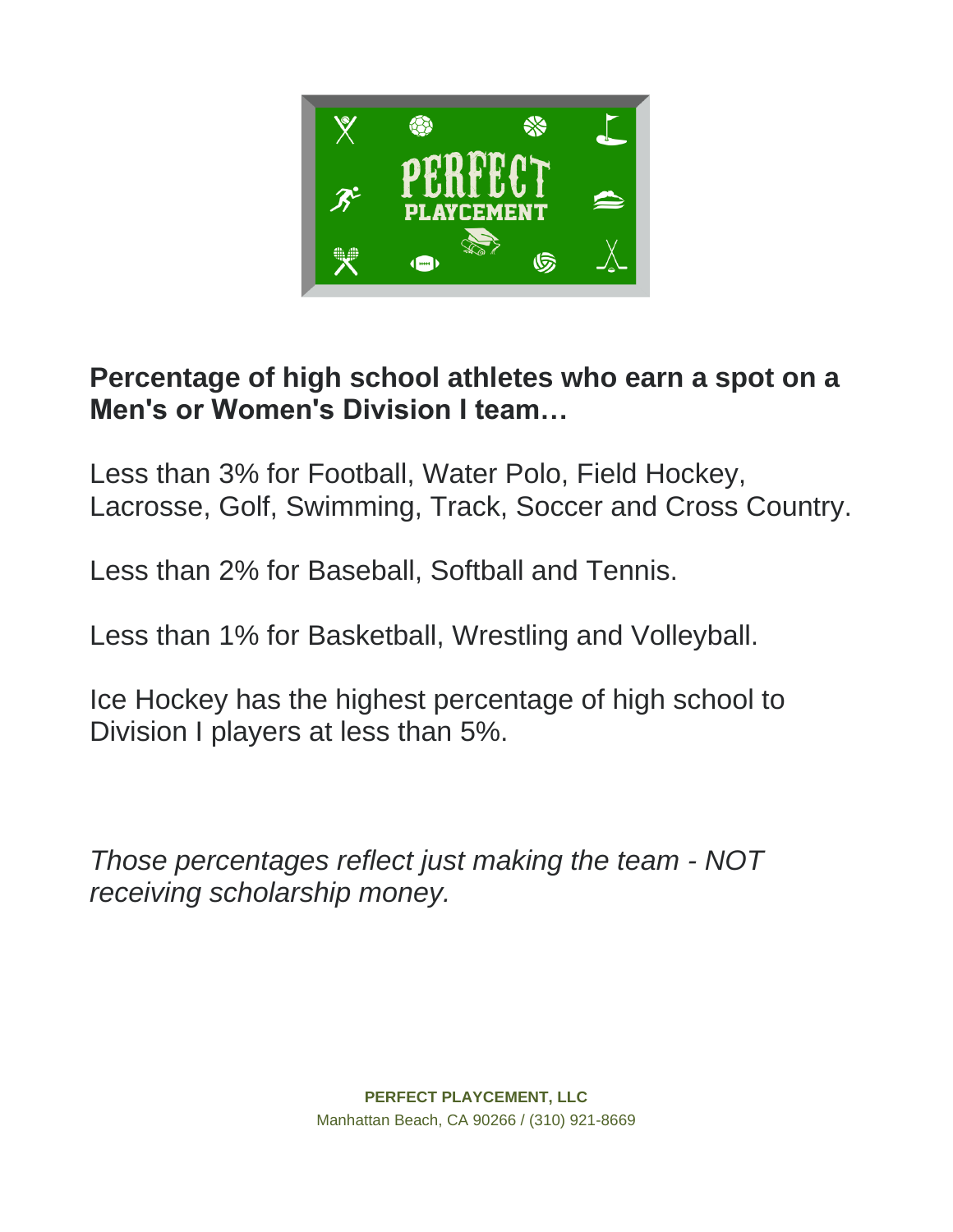**Percentage of high school athletes who earn a spot on a Men's or Women's Division I team…**

Less than 3% for Football, Water Polo, Field Hockey, Lacrosse, Golf, Swimming, Track, Soccer and Cross Country.

Less than 2% for Baseball, Softball and Tennis.

Less than 1% for Basketball, Wrestling and Volleyball.

Ice Hockey has the highest percentage of high school to Division I players at less than 5%.

*Those percentages reflect just making the team - NOT receiving scholarship money.*

**PERFECT PLAYCEMENT, LLC**
Manhattan Beach, CA 90266 / (310) 921-8669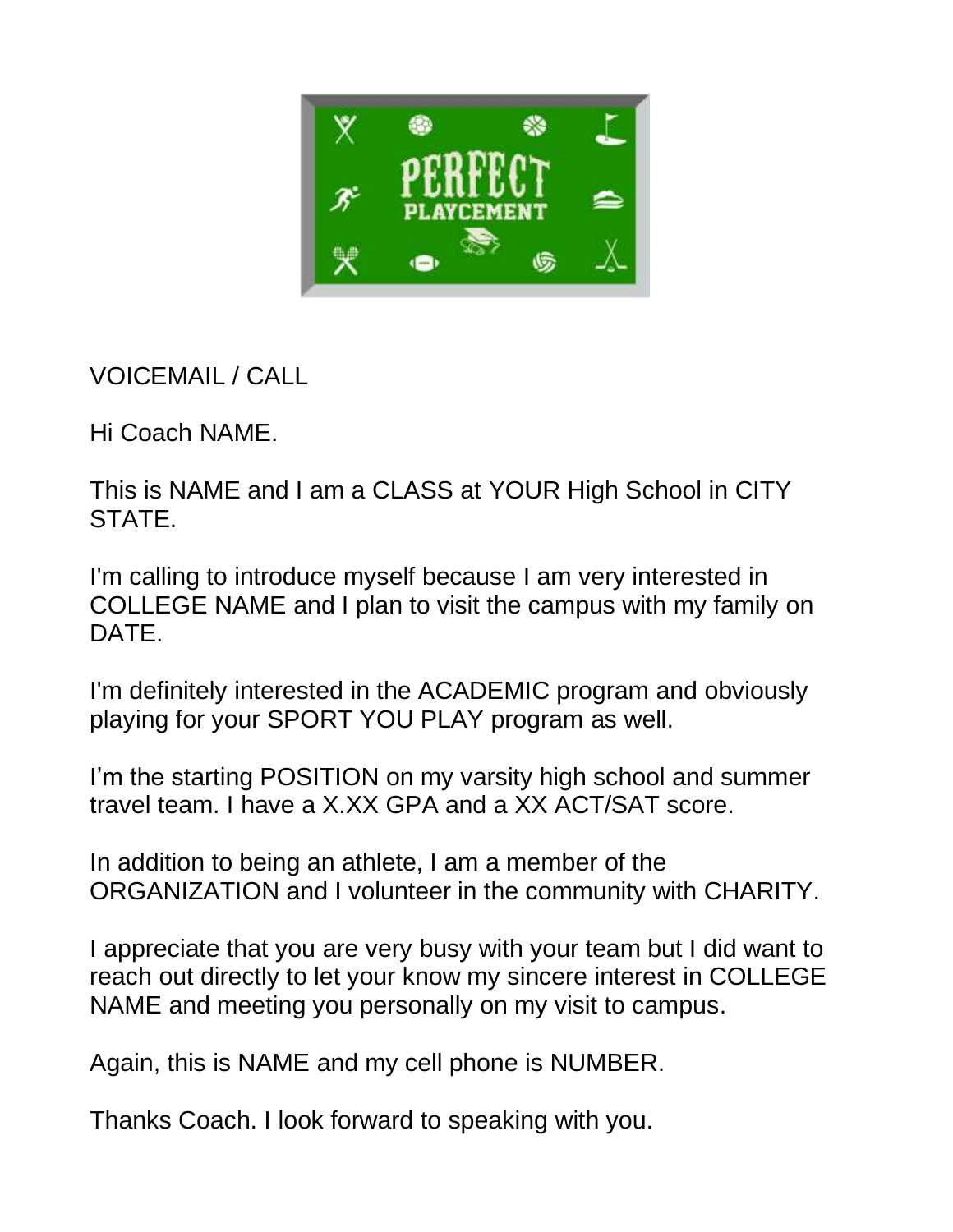VOICEMAIL / CALL

Hi Coach NAME.

This is NAME and I am a CLASS at YOUR High School in CITY STATE.

I'm calling to introduce myself because I am very interested in COLLEGE NAME and I plan to visit the campus with my family on DATE.

I'm definitely interested in the ACADEMIC program and obviously playing for your SPORT YOU PLAY program as well.

I'm the starting POSITION on my varsity high school and summer travel team. I have a X.XX GPA and a XX ACT/SAT score.

In addition to being an athlete, I am a member of the ORGANIZATION and I volunteer in the community with CHARITY.

I appreciate that you are very busy with your team but I did want to reach out directly to let your know my sincere interest in COLLEGE NAME and meeting you personally on my visit to campus.

Again, this is NAME and my cell phone is NUMBER.

Thanks Coach. I look forward to speaking with you.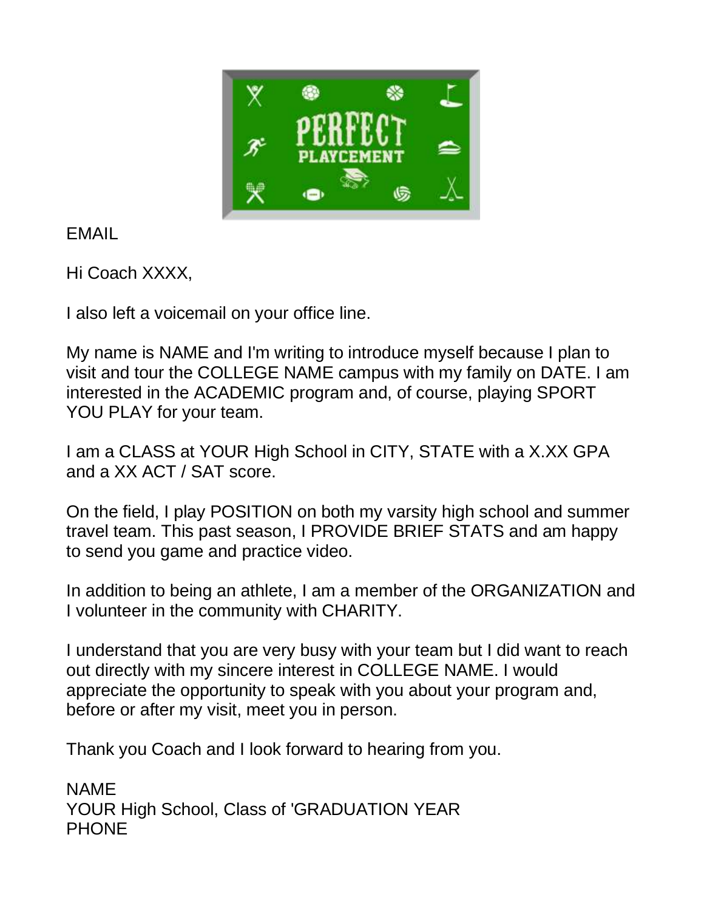EMAIL

Hi Coach XXXX,

I also left a voicemail on your office line.

My name is NAME and I'm writing to introduce myself because I plan to visit and tour the COLLEGE NAME campus with my family on DATE. I am interested in the ACADEMIC program and, of course, playing SPORT YOU PLAY for your team.

I am a CLASS at YOUR High School in CITY, STATE with a X.XX GPA and a XX ACT / SAT score.

On the field, I play POSITION on both my varsity high school and summer travel team. This past season, I PROVIDE BRIEF STATS and am happy to send you game and practice video.

In addition to being an athlete, I am a member of the ORGANIZATION and I volunteer in the community with CHARITY.

I understand that you are very busy with your team but I did want to reach out directly with my sincere interest in COLLEGE NAME. I would appreciate the opportunity to speak with you about your program and, before or after my visit, meet you in person.

Thank you Coach and I look forward to hearing from you.

NAME
YOUR High School, Class of 'GRADUATION YEAR
PHONE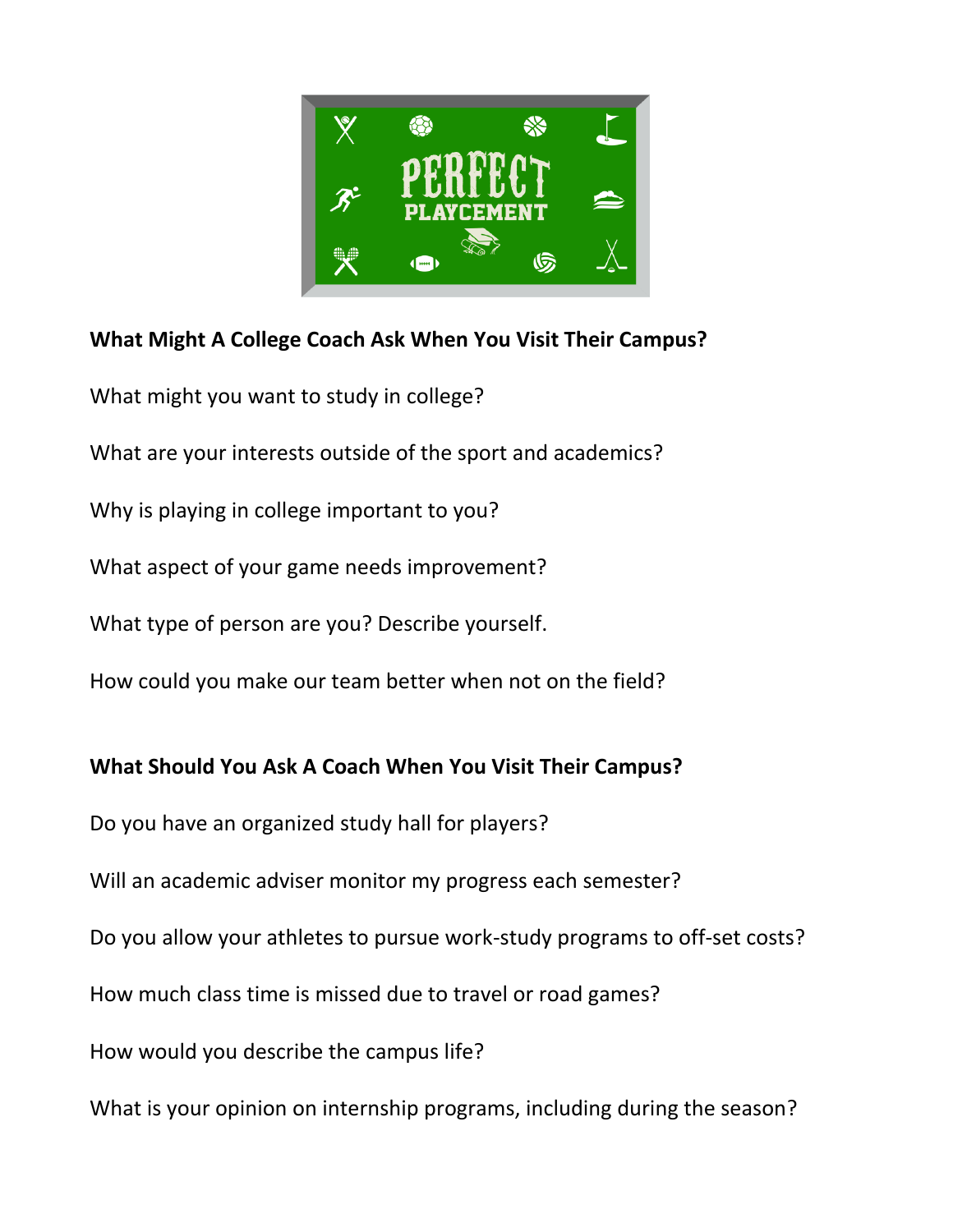## What Might A College Coach Ask When You Visit Their Campus?

What might you want to study in college?

What are your interests outside of the sport and academics?

Why is playing in college important to you?

What aspect of your game needs improvement?

What type of person are you? Describe yourself.

How could you make our team better when not on the field?

## What Should You Ask A Coach When You Visit Their Campus?

Do you have an organized study hall for players?

Will an academic adviser monitor my progress each semester?

Do you allow your athletes to pursue work-study programs to off-set costs?

How much class time is missed due to travel or road games?

How would you describe the campus life?

What is your opinion on internship programs, including during the season?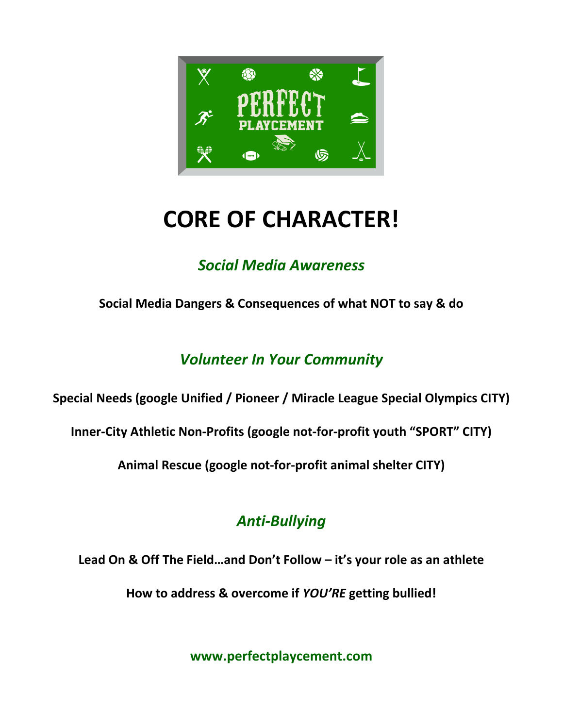# CORE OF CHARACTER!

## *Social Media Awareness*

**Social Media Dangers & Consequences of what NOT to say & do**

## *Volunteer In Your Community*

**Special Needs (google Unified / Pioneer / Miracle League Special Olympics CITY)**

**Inner-City Athletic Non-Profits (google not-for-profit youth "SPORT" CITY)**

**Animal Rescue (google not-for-profit animal shelter CITY)**

## *Anti-Bullying*

**Lead On & Off The Field…and Don't Follow – it's your role as an athlete**

**How to address & overcome if *YOU'RE* getting bullied!**

**www.perfectplaycement.com**